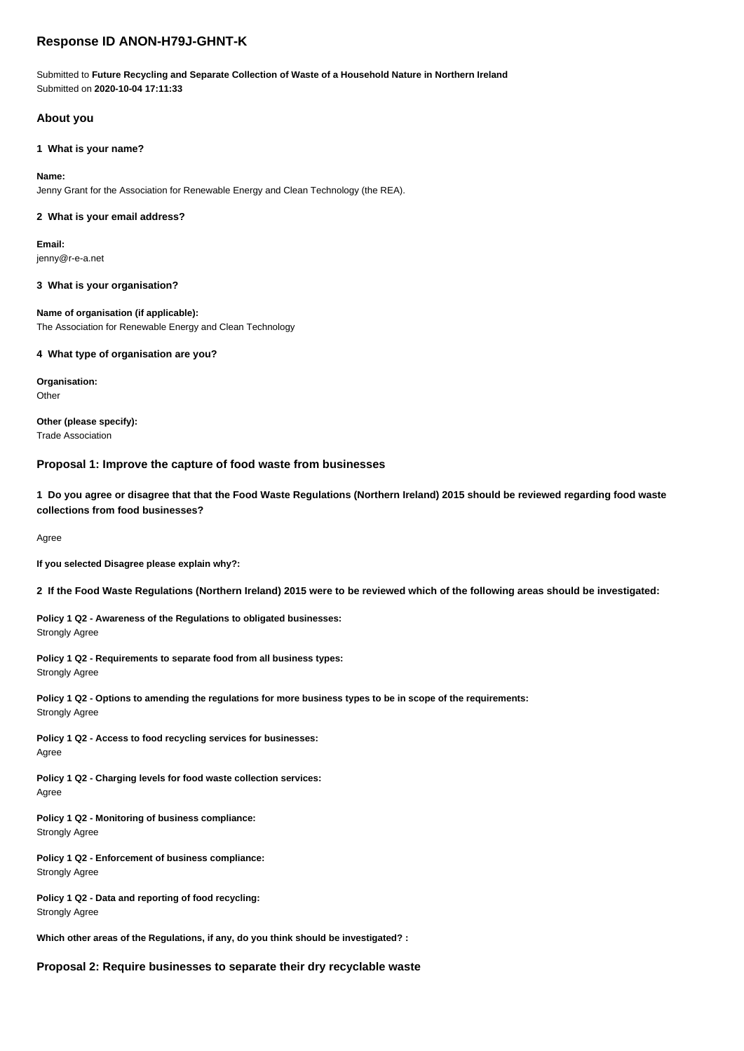# Response ID ANON-H79J-GHNT-K

Submitted to **Future Recycling and Separate Collection of Waste of a Household Nature in Northern Ireland**
Submitted on **2020-10-04 17:11:33**

## About you

### 1 What is your name?

**Name:**
Jenny Grant for the Association for Renewable Energy and Clean Technology (the REA).

### 2 What is your email address?

**Email:**
jenny@r-e-a.net

### 3 What is your organisation?

**Name of organisation (if applicable):**
The Association for Renewable Energy and Clean Technology

### 4 What type of organisation are you?

**Organisation:**
Other

**Other (please specify):**
Trade Association

## Proposal 1: Improve the capture of food waste from businesses

### 1 Do you agree or disagree that that the Food Waste Regulations (Northern Ireland) 2015 should be reviewed regarding food waste collections from food businesses?

Agree

**If you selected Disagree please explain why?:**

### 2 If the Food Waste Regulations (Northern Ireland) 2015 were to be reviewed which of the following areas should be investigated:

**Policy 1 Q2 - Awareness of the Regulations to obligated businesses:**
Strongly Agree

**Policy 1 Q2 - Requirements to separate food from all business types:**
Strongly Agree

**Policy 1 Q2 - Options to amending the regulations for more business types to be in scope of the requirements:**
Strongly Agree

**Policy 1 Q2 - Access to food recycling services for businesses:**
Agree

**Policy 1 Q2 - Charging levels for food waste collection services:**
Agree

**Policy 1 Q2 - Monitoring of business compliance:**
Strongly Agree

**Policy 1 Q2 - Enforcement of business compliance:**
Strongly Agree

**Policy 1 Q2 - Data and reporting of food recycling:**
Strongly Agree

**Which other areas of the Regulations, if any, do you think should be investigated? :**

## Proposal 2: Require businesses to separate their dry recyclable waste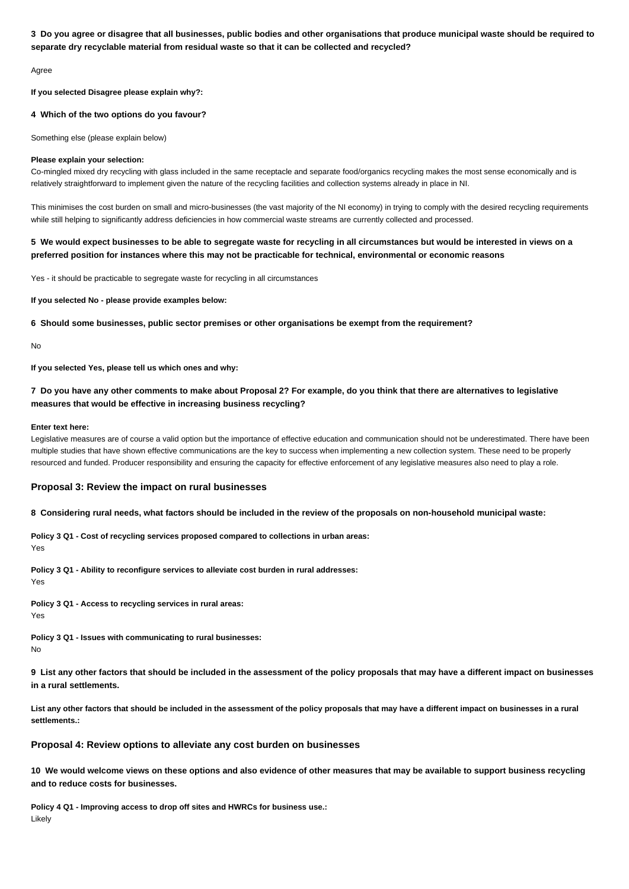**3 Do you agree or disagree that all businesses, public bodies and other organisations that produce municipal waste should be required to separate dry recyclable material from residual waste so that it can be collected and recycled?**

Agree

**If you selected Disagree please explain why?:**

**4 Which of the two options do you favour?**

Something else (please explain below)

**Please explain your selection:**

Co-mingled mixed dry recycling with glass included in the same receptacle and separate food/organics recycling makes the most sense economically and is relatively straightforward to implement given the nature of the recycling facilities and collection systems already in place in NI.

This minimises the cost burden on small and micro-businesses (the vast majority of the NI economy) in trying to comply with the desired recycling requirements while still helping to significantly address deficiencies in how commercial waste streams are currently collected and processed.

**5 We would expect businesses to be able to segregate waste for recycling in all circumstances but would be interested in views on a preferred position for instances where this may not be practicable for technical, environmental or economic reasons**

Yes - it should be practicable to segregate waste for recycling in all circumstances

**If you selected No - please provide examples below:**

**6 Should some businesses, public sector premises or other organisations be exempt from the requirement?**

No

**If you selected Yes, please tell us which ones and why:**

**7 Do you have any other comments to make about Proposal 2? For example, do you think that there are alternatives to legislative measures that would be effective in increasing business recycling?**

**Enter text here:**

Legislative measures are of course a valid option but the importance of effective education and communication should not be underestimated. There have been multiple studies that have shown effective communications are the key to success when implementing a new collection system. These need to be properly resourced and funded. Producer responsibility and ensuring the capacity for effective enforcement of any legislative measures also need to play a role.

## Proposal 3: Review the impact on rural businesses

**8 Considering rural needs, what factors should be included in the review of the proposals on non-household municipal waste:**

**Policy 3 Q1 - Cost of recycling services proposed compared to collections in urban areas:**
Yes

**Policy 3 Q1 - Ability to reconfigure services to alleviate cost burden in rural addresses:**
Yes

**Policy 3 Q1 - Access to recycling services in rural areas:**
Yes

**Policy 3 Q1 - Issues with communicating to rural businesses:**
No

**9 List any other factors that should be included in the assessment of the policy proposals that may have a different impact on businesses in a rural settlements.**

**List any other factors that should be included in the assessment of the policy proposals that may have a different impact on businesses in a rural settlements.:**

## Proposal 4: Review options to alleviate any cost burden on businesses

**10 We would welcome views on these options and also evidence of other measures that may be available to support business recycling and to reduce costs for businesses.**

**Policy 4 Q1 - Improving access to drop off sites and HWRCs for business use.:**
Likely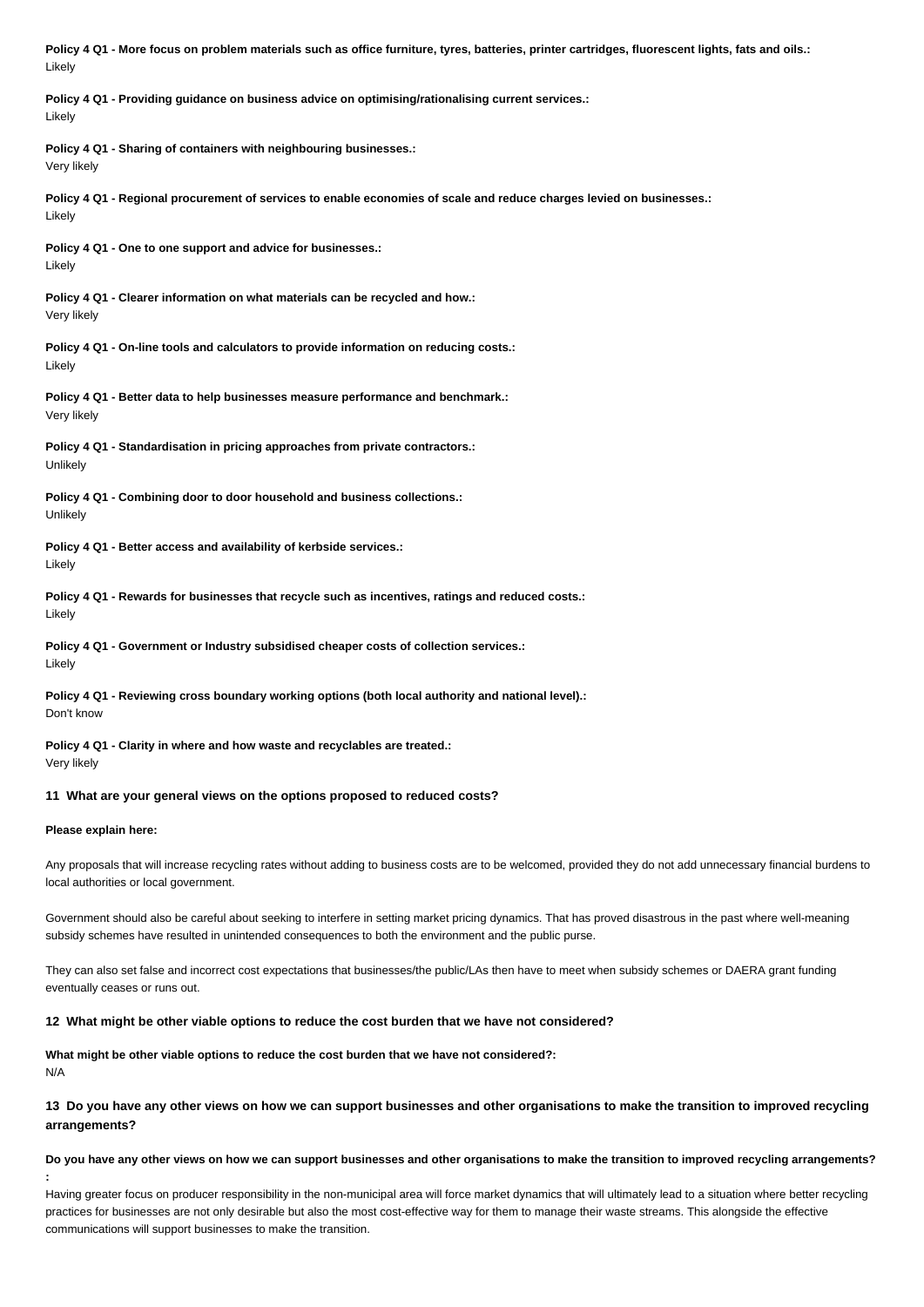**Policy 4 Q1 - More focus on problem materials such as office furniture, tyres, batteries, printer cartridges, fluorescent lights, fats and oils.:**
Likely

**Policy 4 Q1 - Providing guidance on business advice on optimising/rationalising current services.:**
Likely

**Policy 4 Q1 - Sharing of containers with neighbouring businesses.:**
Very likely

**Policy 4 Q1 - Regional procurement of services to enable economies of scale and reduce charges levied on businesses.:**
Likely

**Policy 4 Q1 - One to one support and advice for businesses.:**
Likely

**Policy 4 Q1 - Clearer information on what materials can be recycled and how.:**
Very likely

**Policy 4 Q1 - On-line tools and calculators to provide information on reducing costs.:**
Likely

**Policy 4 Q1 - Better data to help businesses measure performance and benchmark.:**
Very likely

**Policy 4 Q1 - Standardisation in pricing approaches from private contractors.:**
Unlikely

**Policy 4 Q1 - Combining door to door household and business collections.:**
Unlikely

**Policy 4 Q1 - Better access and availability of kerbside services.:**
Likely

**Policy 4 Q1 - Rewards for businesses that recycle such as incentives, ratings and reduced costs.:**
Likely

**Policy 4 Q1 - Government or Industry subsidised cheaper costs of collection services.:**
Likely

**Policy 4 Q1 - Reviewing cross boundary working options (both local authority and national level).:**
Don't know

**Policy 4 Q1 - Clarity in where and how waste and recyclables are treated.:**
Very likely

**11 What are your general views on the options proposed to reduced costs?**

**Please explain here:**

Any proposals that will increase recycling rates without adding to business costs are to be welcomed, provided they do not add unnecessary financial burdens to local authorities or local government.

Government should also be careful about seeking to interfere in setting market pricing dynamics. That has proved disastrous in the past where well-meaning subsidy schemes have resulted in unintended consequences to both the environment and the public purse.

They can also set false and incorrect cost expectations that businesses/the public/LAs then have to meet when subsidy schemes or DAERA grant funding eventually ceases or runs out.

**12 What might be other viable options to reduce the cost burden that we have not considered?**

**What might be other viable options to reduce the cost burden that we have not considered?:**
N/A

**13 Do you have any other views on how we can support businesses and other organisations to make the transition to improved recycling arrangements?**

**Do you have any other views on how we can support businesses and other organisations to make the transition to improved recycling arrangements?:**
Having greater focus on producer responsibility in the non-municipal area will force market dynamics that will ultimately lead to a situation where better recycling practices for businesses are not only desirable but also the most cost-effective way for them to manage their waste streams. This alongside the effective communications will support businesses to make the transition.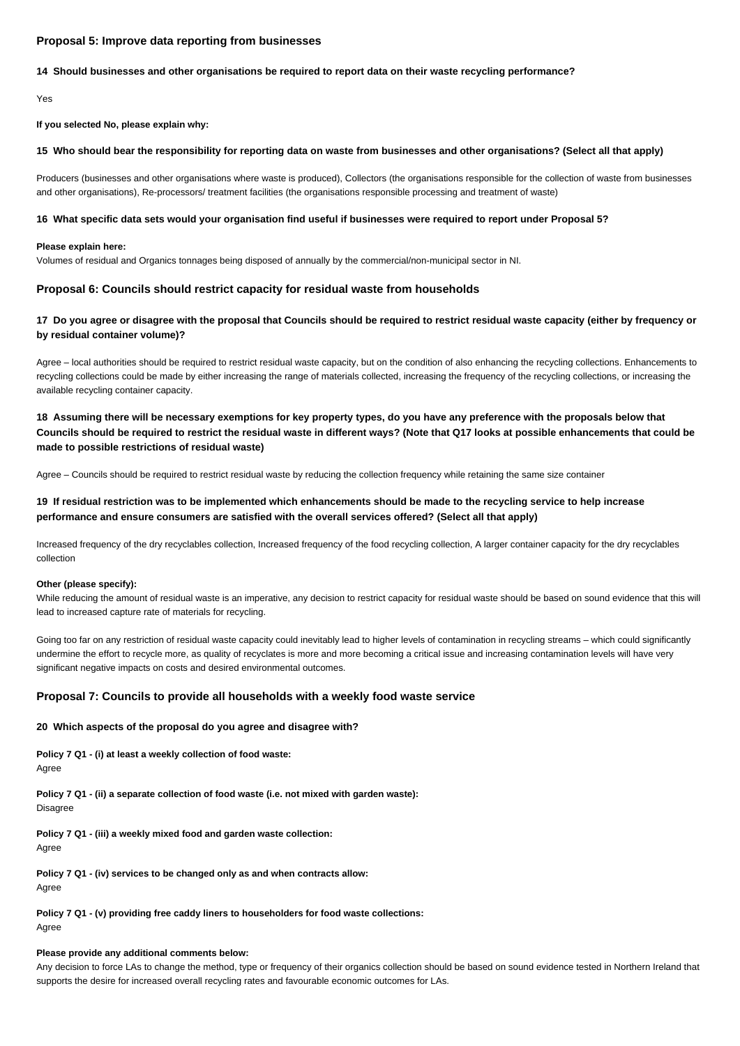### Proposal 5: Improve data reporting from businesses

**14 Should businesses and other organisations be required to report data on their waste recycling performance?**

Yes

**If you selected No, please explain why:**

**15 Who should bear the responsibility for reporting data on waste from businesses and other organisations? (Select all that apply)**

Producers (businesses and other organisations where waste is produced), Collectors (the organisations responsible for the collection of waste from businesses and other organisations), Re-processors/ treatment facilities (the organisations responsible processing and treatment of waste)

**16 What specific data sets would your organisation find useful if businesses were required to report under Proposal 5?**

**Please explain here:**

Volumes of residual and Organics tonnages being disposed of annually by the commercial/non-municipal sector in NI.

### Proposal 6: Councils should restrict capacity for residual waste from households

**17 Do you agree or disagree with the proposal that Councils should be required to restrict residual waste capacity (either by frequency or by residual container volume)?**

Agree – local authorities should be required to restrict residual waste capacity, but on the condition of also enhancing the recycling collections. Enhancements to recycling collections could be made by either increasing the range of materials collected, increasing the frequency of the recycling collections, or increasing the available recycling container capacity.

**18 Assuming there will be necessary exemptions for key property types, do you have any preference with the proposals below that Councils should be required to restrict the residual waste in different ways? (Note that Q17 looks at possible enhancements that could be made to possible restrictions of residual waste)**

Agree – Councils should be required to restrict residual waste by reducing the collection frequency while retaining the same size container

**19 If residual restriction was to be implemented which enhancements should be made to the recycling service to help increase performance and ensure consumers are satisfied with the overall services offered? (Select all that apply)**

Increased frequency of the dry recyclables collection, Increased frequency of the food recycling collection, A larger container capacity for the dry recyclables collection

**Other (please specify):**

While reducing the amount of residual waste is an imperative, any decision to restrict capacity for residual waste should be based on sound evidence that this will lead to increased capture rate of materials for recycling.

Going too far on any restriction of residual waste capacity could inevitably lead to higher levels of contamination in recycling streams – which could significantly undermine the effort to recycle more, as quality of recyclates is more and more becoming a critical issue and increasing contamination levels will have very significant negative impacts on costs and desired environmental outcomes.

### Proposal 7: Councils to provide all households with a weekly food waste service

**20 Which aspects of the proposal do you agree and disagree with?**

**Policy 7 Q1 - (i) at least a weekly collection of food waste:**
Agree

**Policy 7 Q1 - (ii) a separate collection of food waste (i.e. not mixed with garden waste):**
Disagree

**Policy 7 Q1 - (iii) a weekly mixed food and garden waste collection:**
Agree

**Policy 7 Q1 - (iv) services to be changed only as and when contracts allow:**
Agree

**Policy 7 Q1 - (v) providing free caddy liners to householders for food waste collections:**
Agree

**Please provide any additional comments below:**

Any decision to force LAs to change the method, type or frequency of their organics collection should be based on sound evidence tested in Northern Ireland that supports the desire for increased overall recycling rates and favourable economic outcomes for LAs.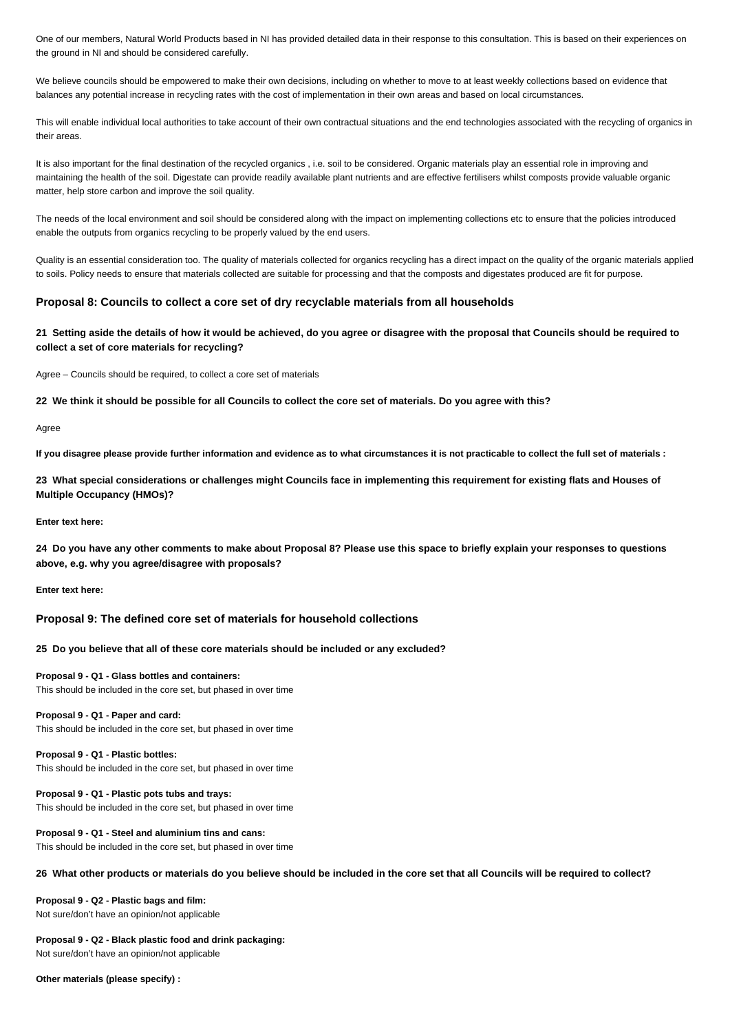One of our members, Natural World Products based in NI has provided detailed data in their response to this consultation. This is based on their experiences on the ground in NI and should be considered carefully.

We believe councils should be empowered to make their own decisions, including on whether to move to at least weekly collections based on evidence that balances any potential increase in recycling rates with the cost of implementation in their own areas and based on local circumstances.

This will enable individual local authorities to take account of their own contractual situations and the end technologies associated with the recycling of organics in their areas.

It is also important for the final destination of the recycled organics , i.e. soil to be considered. Organic materials play an essential role in improving and maintaining the health of the soil. Digestate can provide readily available plant nutrients and are effective fertilisers whilst composts provide valuable organic matter, help store carbon and improve the soil quality.

The needs of the local environment and soil should be considered along with the impact on implementing collections etc to ensure that the policies introduced enable the outputs from organics recycling to be properly valued by the end users.

Quality is an essential consideration too. The quality of materials collected for organics recycling has a direct impact on the quality of the organic materials applied to soils. Policy needs to ensure that materials collected are suitable for processing and that the composts and digestates produced are fit for purpose.

### Proposal 8: Councils to collect a core set of dry recyclable materials from all households

**21 Setting aside the details of how it would be achieved, do you agree or disagree with the proposal that Councils should be required to collect a set of core materials for recycling?**

Agree – Councils should be required, to collect a core set of materials

**22 We think it should be possible for all Councils to collect the core set of materials. Do you agree with this?**

Agree

**If you disagree please provide further information and evidence as to what circumstances it is not practicable to collect the full set of materials :**

**23 What special considerations or challenges might Councils face in implementing this requirement for existing flats and Houses of Multiple Occupancy (HMOs)?**

**Enter text here:**

**24 Do you have any other comments to make about Proposal 8? Please use this space to briefly explain your responses to questions above, e.g. why you agree/disagree with proposals?**

**Enter text here:**

### Proposal 9: The defined core set of materials for household collections

**25 Do you believe that all of these core materials should be included or any excluded?**

**Proposal 9 - Q1 - Glass bottles and containers:**
This should be included in the core set, but phased in over time

**Proposal 9 - Q1 - Paper and card:**
This should be included in the core set, but phased in over time

**Proposal 9 - Q1 - Plastic bottles:**
This should be included in the core set, but phased in over time

**Proposal 9 - Q1 - Plastic pots tubs and trays:**
This should be included in the core set, but phased in over time

**Proposal 9 - Q1 - Steel and aluminium tins and cans:**
This should be included in the core set, but phased in over time

**26 What other products or materials do you believe should be included in the core set that all Councils will be required to collect?**

**Proposal 9 - Q2 - Plastic bags and film:**
Not sure/don't have an opinion/not applicable

**Proposal 9 - Q2 - Black plastic food and drink packaging:**
Not sure/don't have an opinion/not applicable

**Other materials (please specify) :**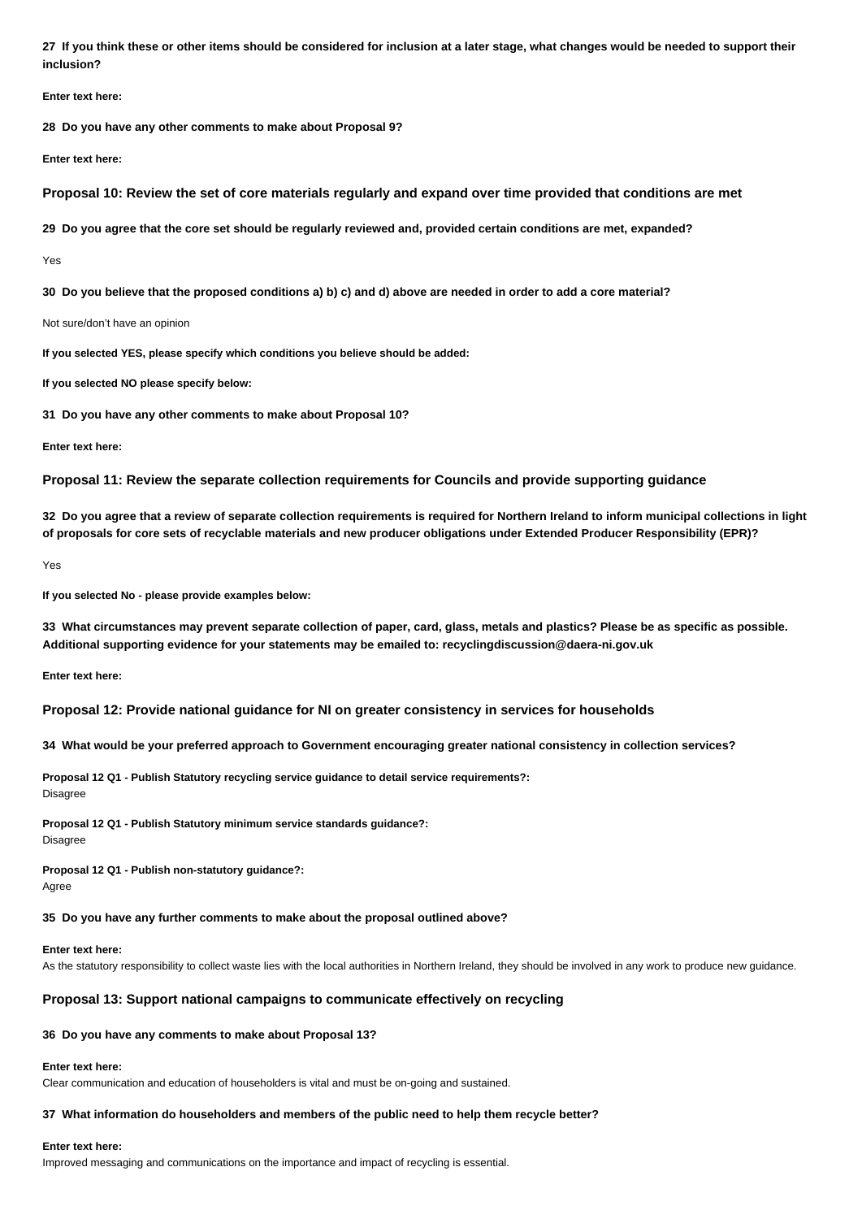**27 If you think these or other items should be considered for inclusion at a later stage, what changes would be needed to support their inclusion?**

**Enter text here:**

**28 Do you have any other comments to make about Proposal 9?**

**Enter text here:**

### Proposal 10: Review the set of core materials regularly and expand over time provided that conditions are met

**29 Do you agree that the core set should be regularly reviewed and, provided certain conditions are met, expanded?**

Yes

**30 Do you believe that the proposed conditions a) b) c) and d) above are needed in order to add a core material?**

Not sure/don't have an opinion

**If you selected YES, please specify which conditions you believe should be added:**

**If you selected NO please specify below:**

**31 Do you have any other comments to make about Proposal 10?**

**Enter text here:**

### Proposal 11: Review the separate collection requirements for Councils and provide supporting guidance

**32 Do you agree that a review of separate collection requirements is required for Northern Ireland to inform municipal collections in light of proposals for core sets of recyclable materials and new producer obligations under Extended Producer Responsibility (EPR)?**

Yes

**If you selected No - please provide examples below:**

**33 What circumstances may prevent separate collection of paper, card, glass, metals and plastics? Please be as specific as possible. Additional supporting evidence for your statements may be emailed to: recyclingdiscussion@daera-ni.gov.uk**

**Enter text here:**

### Proposal 12: Provide national guidance for NI on greater consistency in services for households

**34 What would be your preferred approach to Government encouraging greater national consistency in collection services?**

**Proposal 12 Q1 - Publish Statutory recycling service guidance to detail service requirements?:**
Disagree

**Proposal 12 Q1 - Publish Statutory minimum service standards guidance?:**
Disagree

**Proposal 12 Q1 - Publish non-statutory guidance?:**
Agree

**35 Do you have any further comments to make about the proposal outlined above?**

**Enter text here:**
As the statutory responsibility to collect waste lies with the local authorities in Northern Ireland, they should be involved in any work to produce new guidance.

### Proposal 13: Support national campaigns to communicate effectively on recycling

**36 Do you have any comments to make about Proposal 13?**

**Enter text here:**
Clear communication and education of householders is vital and must be on-going and sustained.

**37 What information do householders and members of the public need to help them recycle better?**

**Enter text here:**
Improved messaging and communications on the importance and impact of recycling is essential.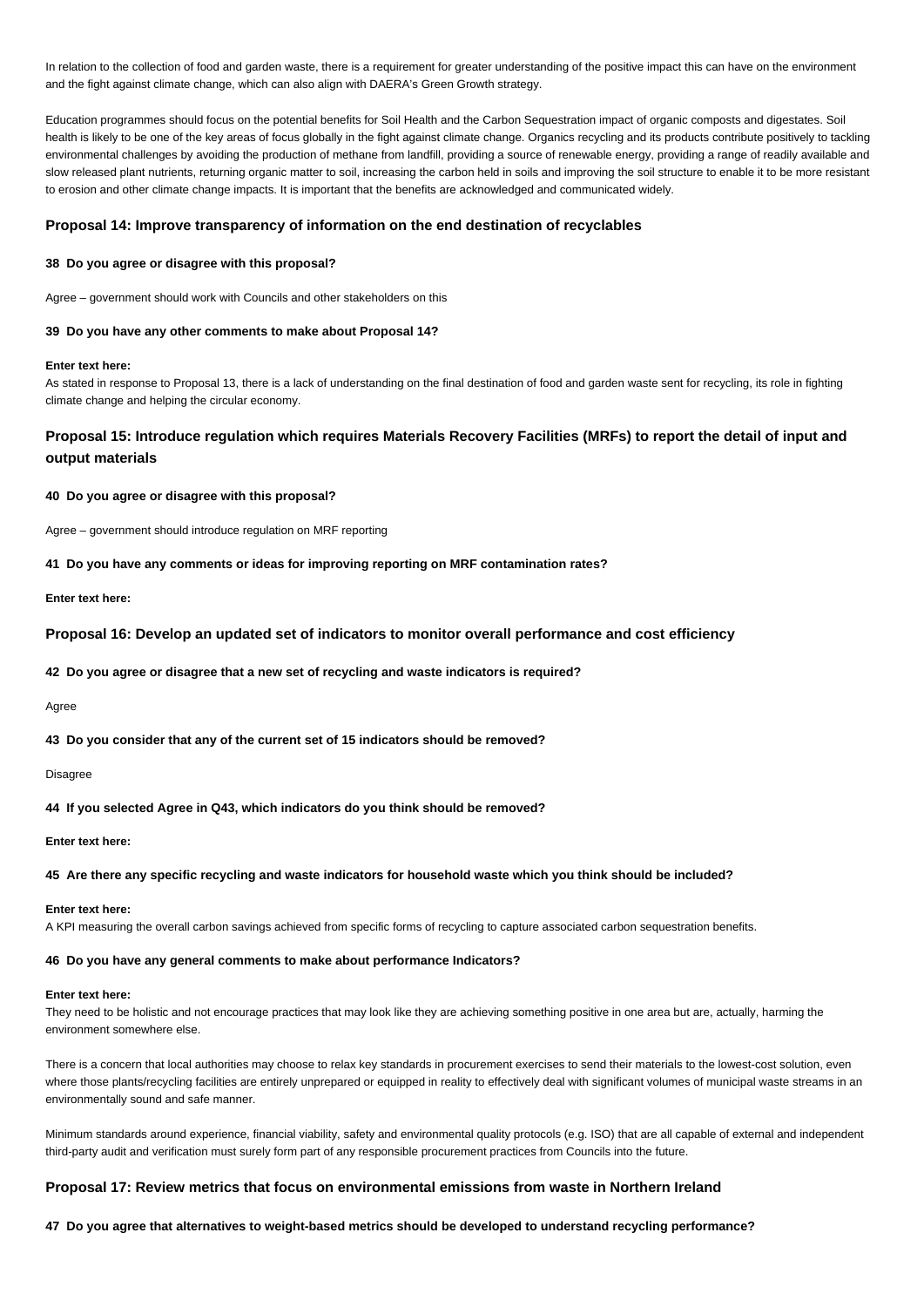In relation to the collection of food and garden waste, there is a requirement for greater understanding of the positive impact this can have on the environment and the fight against climate change, which can also align with DAERA's Green Growth strategy.

Education programmes should focus on the potential benefits for Soil Health and the Carbon Sequestration impact of organic composts and digestates. Soil health is likely to be one of the key areas of focus globally in the fight against climate change. Organics recycling and its products contribute positively to tackling environmental challenges by avoiding the production of methane from landfill, providing a source of renewable energy, providing a range of readily available and slow released plant nutrients, returning organic matter to soil, increasing the carbon held in soils and improving the soil structure to enable it to be more resistant to erosion and other climate change impacts. It is important that the benefits are acknowledged and communicated widely.

### Proposal 14: Improve transparency of information on the end destination of recyclables

**38 Do you agree or disagree with this proposal?**

Agree – government should work with Councils and other stakeholders on this

**39 Do you have any other comments to make about Proposal 14?**

**Enter text here:**
As stated in response to Proposal 13, there is a lack of understanding on the final destination of food and garden waste sent for recycling, its role in fighting climate change and helping the circular economy.

### Proposal 15: Introduce regulation which requires Materials Recovery Facilities (MRFs) to report the detail of input and output materials

**40 Do you agree or disagree with this proposal?**

Agree – government should introduce regulation on MRF reporting

**41 Do you have any comments or ideas for improving reporting on MRF contamination rates?**

**Enter text here:**

### Proposal 16: Develop an updated set of indicators to monitor overall performance and cost efficiency

**42 Do you agree or disagree that a new set of recycling and waste indicators is required?**

Agree

**43 Do you consider that any of the current set of 15 indicators should be removed?**

Disagree

**44 If you selected Agree in Q43, which indicators do you think should be removed?**

**Enter text here:**

**45 Are there any specific recycling and waste indicators for household waste which you think should be included?**

**Enter text here:**
A KPI measuring the overall carbon savings achieved from specific forms of recycling to capture associated carbon sequestration benefits.

**46 Do you have any general comments to make about performance Indicators?**

**Enter text here:**
They need to be holistic and not encourage practices that may look like they are achieving something positive in one area but are, actually, harming the environment somewhere else.

There is a concern that local authorities may choose to relax key standards in procurement exercises to send their materials to the lowest-cost solution, even where those plants/recycling facilities are entirely unprepared or equipped in reality to effectively deal with significant volumes of municipal waste streams in an environmentally sound and safe manner.

Minimum standards around experience, financial viability, safety and environmental quality protocols (e.g. ISO) that are all capable of external and independent third-party audit and verification must surely form part of any responsible procurement practices from Councils into the future.

### Proposal 17: Review metrics that focus on environmental emissions from waste in Northern Ireland

**47 Do you agree that alternatives to weight-based metrics should be developed to understand recycling performance?**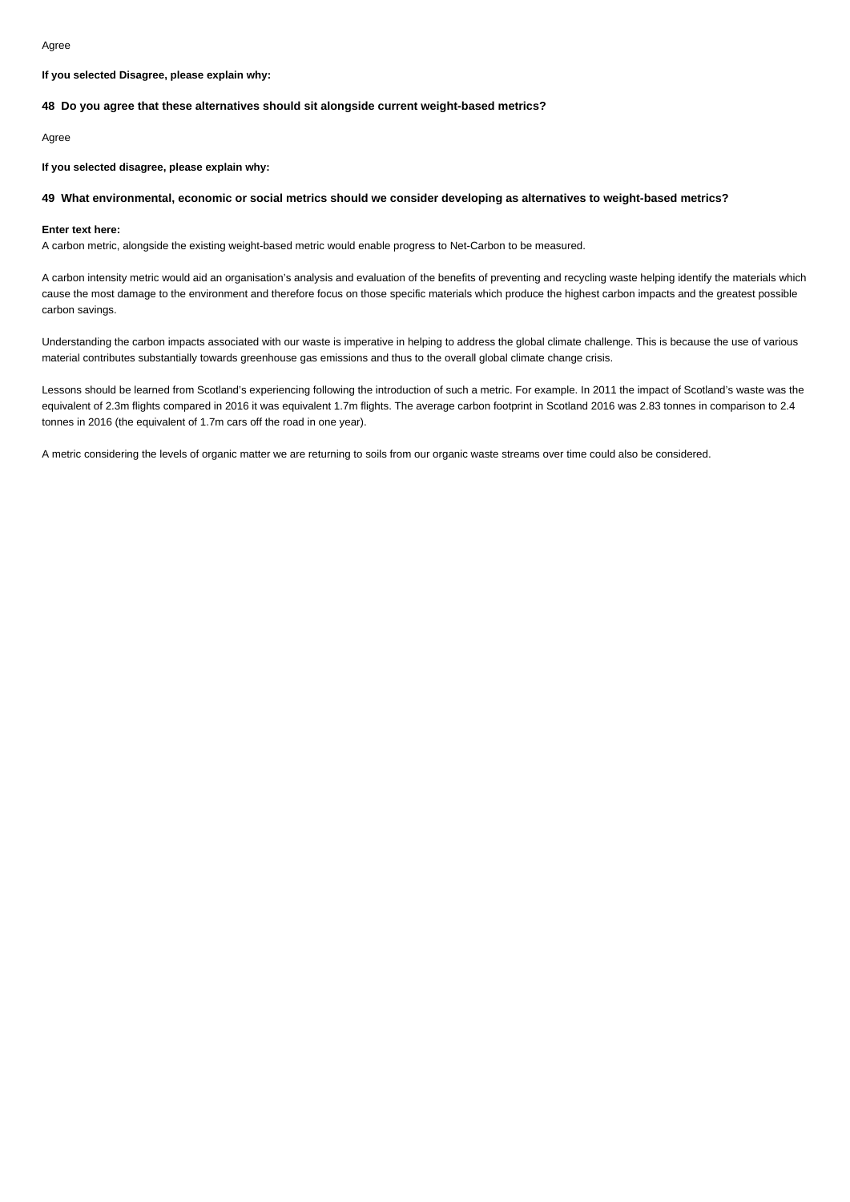Agree

**If you selected Disagree, please explain why:**

**48 Do you agree that these alternatives should sit alongside current weight-based metrics?**

Agree

**If you selected disagree, please explain why:**

**49 What environmental, economic or social metrics should we consider developing as alternatives to weight-based metrics?**

**Enter text here:**

A carbon metric, alongside the existing weight-based metric would enable progress to Net-Carbon to be measured.

A carbon intensity metric would aid an organisation's analysis and evaluation of the benefits of preventing and recycling waste helping identify the materials which cause the most damage to the environment and therefore focus on those specific materials which produce the highest carbon impacts and the greatest possible carbon savings.

Understanding the carbon impacts associated with our waste is imperative in helping to address the global climate challenge. This is because the use of various material contributes substantially towards greenhouse gas emissions and thus to the overall global climate change crisis.

Lessons should be learned from Scotland's experiencing following the introduction of such a metric. For example. In 2011 the impact of Scotland's waste was the equivalent of 2.3m flights compared in 2016 it was equivalent 1.7m flights. The average carbon footprint in Scotland 2016 was 2.83 tonnes in comparison to 2.4 tonnes in 2016 (the equivalent of 1.7m cars off the road in one year).

A metric considering the levels of organic matter we are returning to soils from our organic waste streams over time could also be considered.